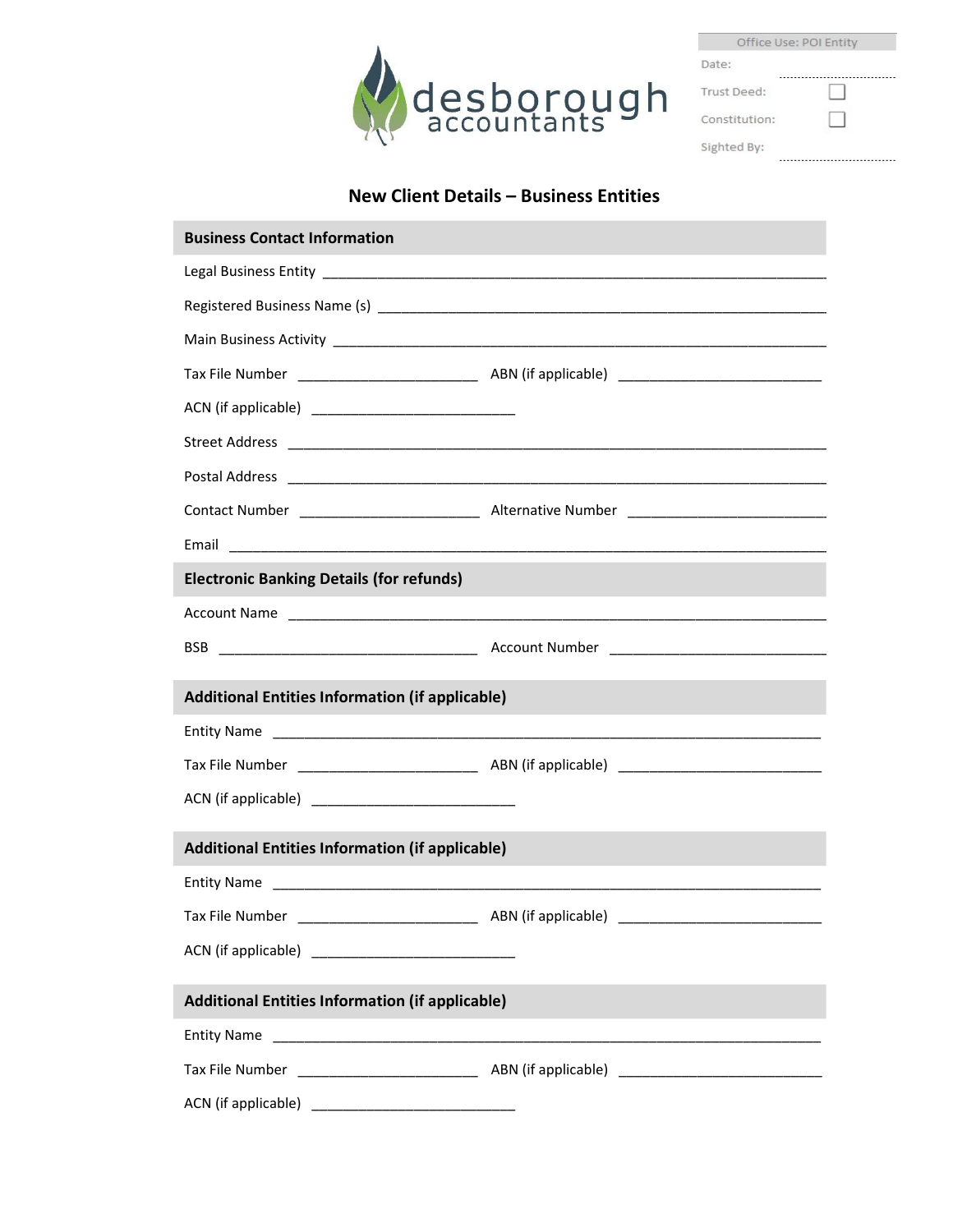desborough accountants

| Office Use: POI Entity | |
|---|---|
| Date: | ............................ |
| Trust Deed: | ☐ |
| Constitution: | ☐ |
| Sighted By: | ............................ |

# New Client Details – Business Entities

## Business Contact Information

Legal Business Entity ____________________________________________

Registered Business Name (s) ____________________________________________

Main Business Activity ____________________________________________

Tax File Number ______________________ ABN (if applicable) ______________________

ACN (if applicable) ______________________

Street Address ____________________________________________

Postal Address ____________________________________________

Contact Number ______________________ Alternative Number ______________________

Email ____________________________________________

## Electronic Banking Details (for refunds)

Account Name ____________________________________________

BSB ______________________ Account Number ______________________

## Additional Entities Information (if applicable)

Entity Name ____________________________________________

Tax File Number ______________________ ABN (if applicable) ______________________

ACN (if applicable) ______________________

## Additional Entities Information (if applicable)

Entity Name ____________________________________________

Tax File Number ______________________ ABN (if applicable) ______________________

ACN (if applicable) ______________________

## Additional Entities Information (if applicable)

Entity Name ____________________________________________

Tax File Number ______________________ ABN (if applicable) ______________________

ACN (if applicable) ______________________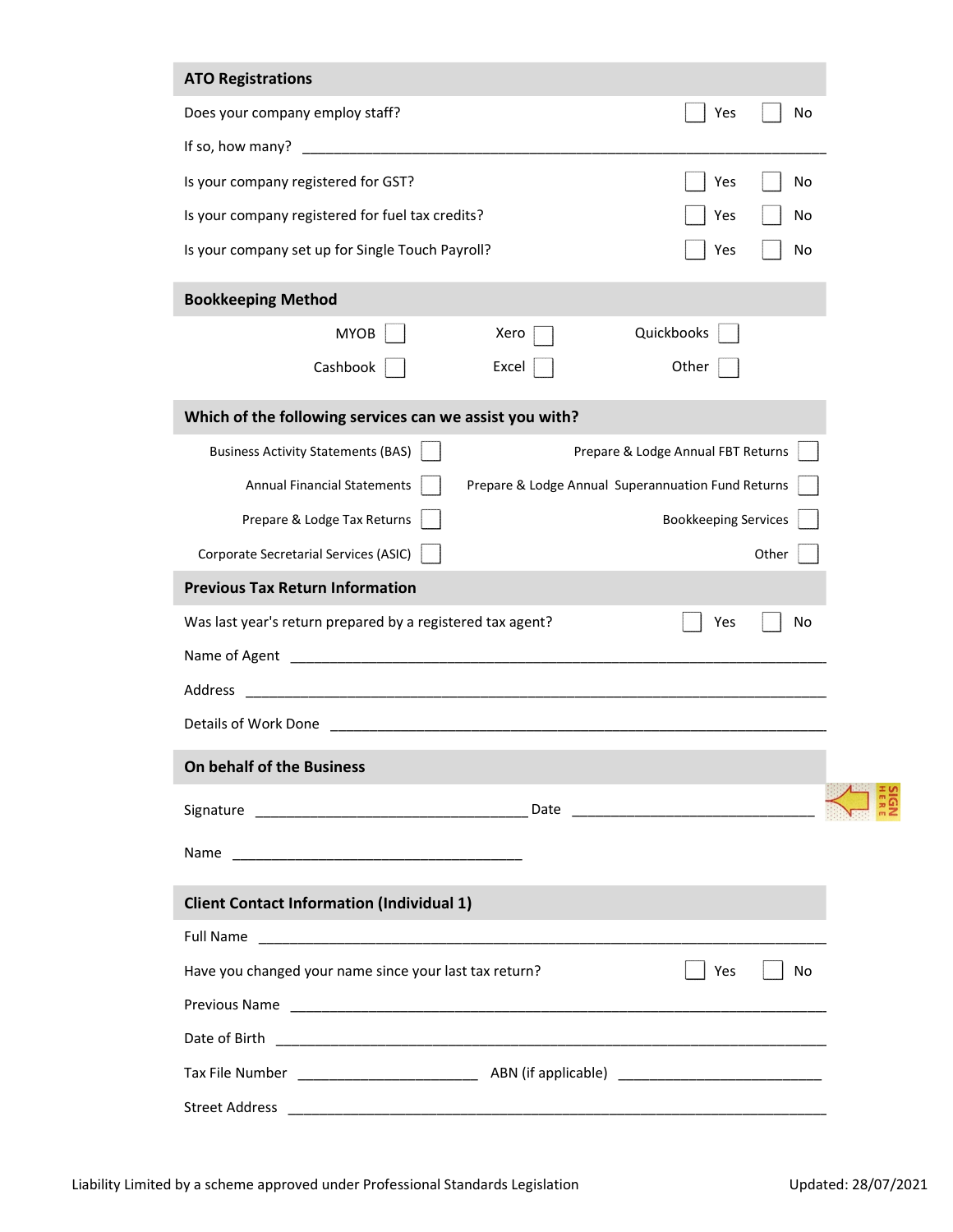## ATO Registrations

Does your company employ staff? ☐ Yes ☐ No

If so, how many? ____________________________________________

Is your company registered for GST? ☐ Yes ☐ No

Is your company registered for fuel tax credits? ☐ Yes ☐ No

Is your company set up for Single Touch Payroll? ☐ Yes ☐ No

## Bookkeeping Method

MYOB ☐ Xero ☐ Quickbooks ☐

Cashbook ☐ Excel ☐ Other ☐

## Which of the following services can we assist you with?

Business Activity Statements (BAS) ☐

Annual Financial Statements ☐

Prepare & Lodge Tax Returns ☐

Corporate Secretarial Services (ASIC) ☐

Prepare & Lodge Annual FBT Returns ☐

Prepare & Lodge Annual Superannuation Fund Returns ☐

Bookkeeping Services ☐

Other ☐

## Previous Tax Return Information

Was last year's return prepared by a registered tax agent? ☐ Yes ☐ No

Name of Agent ____________________________________________

Address ____________________________________________

Details of Work Done ____________________________________________

## On behalf of the Business

Signature ______________________ Date ______________________ SIGN HERE

Name ______________________

## Client Contact Information (Individual 1)

Full Name ____________________________________________

Have you changed your name since your last tax return? ☐ Yes ☐ No

Previous Name ____________________________________________

Date of Birth ____________________________________________

Tax File Number ______________________ ABN (if applicable) ______________________

Street Address ____________________________________________

Liability Limited by a scheme approved under Professional Standards Legislation

Updated: 28/07/2021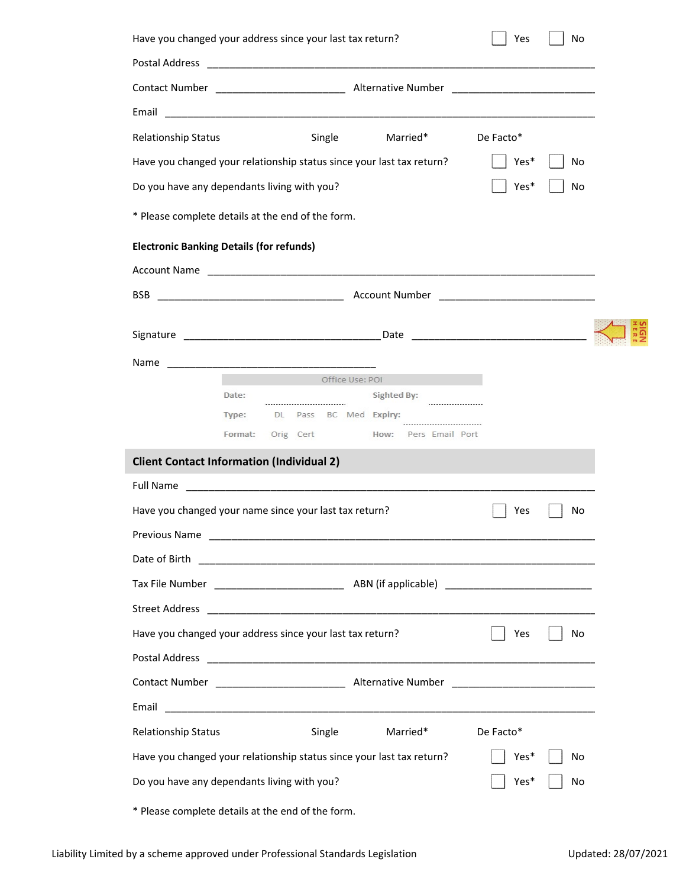Have you changed your address since your last tax return? ☐ Yes ☐ No

Postal Address ____________________________________________

Contact Number ______________________ Alternative Number ______________________

Email ____________________________________________

Relationship Status  Single  Married*  De Facto*

Have you changed your relationship status since your last tax return? ☐ Yes* ☐ No

Do you have any dependants living with you? ☐ Yes* ☐ No

* Please complete details at the end of the form.

**Electronic Banking Details (for refunds)**

Account Name ____________________________________________

BSB ______________________ Account Number ______________________

Signature ______________________ Date ______________________ SIGN HERE

Name ______________________

| Office Use: POI | | | |
|---|---|---|---|
| Date: | | Sighted By: | |
| Type: | DL Pass BC Med | Expiry: | |
| Format: | Orig Cert | How: | Pers Email Port |

## Client Contact Information (Individual 2)

Full Name ____________________________________________

Have you changed your name since your last tax return? ☐ Yes ☐ No

Previous Name ____________________________________________

Date of Birth ____________________________________________

Tax File Number ______________________ ABN (if applicable) ______________________

Street Address ____________________________________________

Have you changed your address since your last tax return? ☐ Yes ☐ No

Postal Address ____________________________________________

Contact Number ______________________ Alternative Number ______________________

Email ____________________________________________

Relationship Status  Single  Married*  De Facto*

Have you changed your relationship status since your last tax return? ☐ Yes* ☐ No

Do you have any dependants living with you? ☐ Yes* ☐ No

* Please complete details at the end of the form.

Liability Limited by a scheme approved under Professional Standards Legislation

Updated: 28/07/2021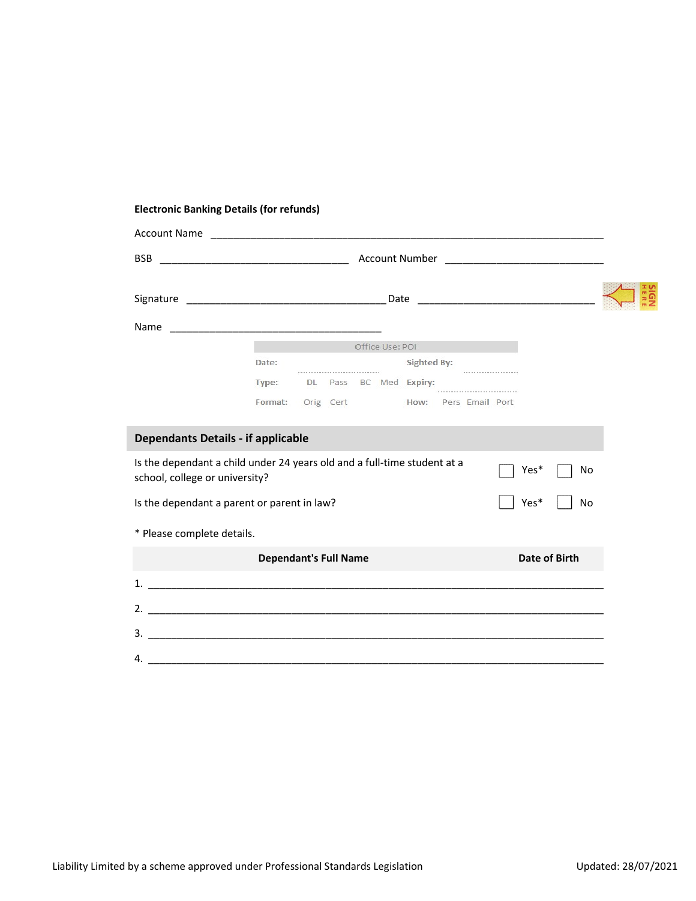**Electronic Banking Details (for refunds)**

Account Name ___________________________________________________________________

BSB _________________________________ Account Number ___________________________

Signature ___________________________________ Date _______________________________ SIGN HERE

Name _____________________________________

| Office Use: POI | | | |
|---|---|---|---|
| Date: | .................... | Sighted By: | .................... |
| Type: | DL Pass BC Med | Expiry: | .................... |
| Format: | Orig Cert | How: | Pers Email Port |

## Dependants Details - if applicable

Is the dependant a child under 24 years old and a full-time student at a school, college or university? ☐ Yes* ☐ No

Is the dependant a parent or parent in law? ☐ Yes* ☐ No

* Please complete details.

| Dependant's Full Name | Date of Birth |
|---|---|
| 1. | |
| 2. | |
| 3. | |
| 4. | |

Liability Limited by a scheme approved under Professional Standards Legislation

Updated: 28/07/2021